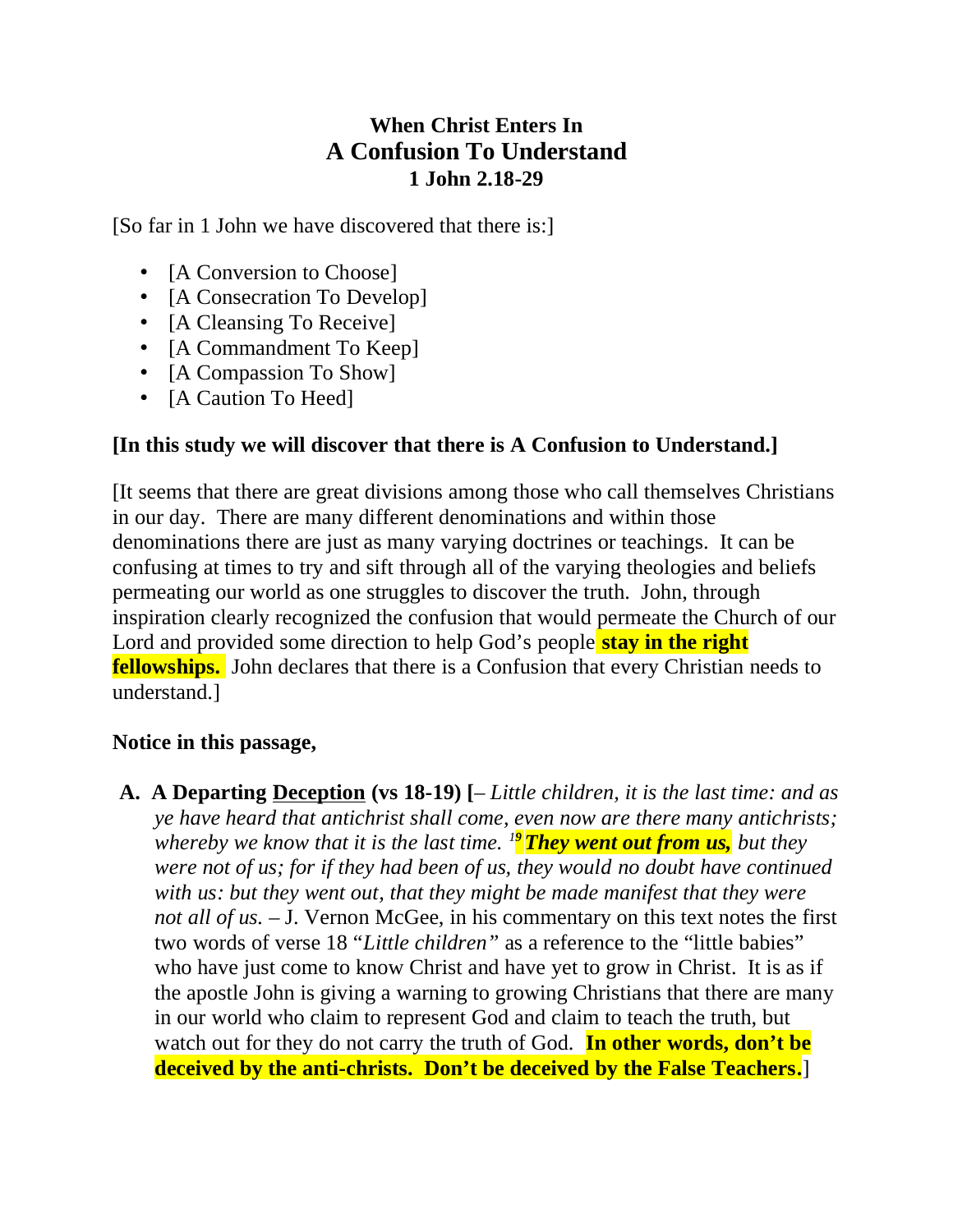**When Christ Enters In**
# A Confusion To Understand
**1 John 2.18-29**

[So far in 1 John we have discovered that there is:]

- [A Conversion to Choose]
- [A Consecration To Develop]
- [A Cleansing To Receive]
- [A Commandment To Keep]
- [A Compassion To Show]
- [A Caution To Heed]

**[In this study we will discover that there is A Confusion to Understand.]**

[It seems that there are great divisions among those who call themselves Christians in our day. There are many different denominations and within those denominations there are just as many varying doctrines or teachings. It can be confusing at times to try and sift through all of the varying theologies and beliefs permeating our world as one struggles to discover the truth. John, through inspiration clearly recognized the confusion that would permeate the Church of our Lord and provided some direction to help God's people **stay in the right fellowships.** John declares that there is a Confusion that every Christian needs to understand.]

**Notice in this passage,**

**A. A Departing <u>Deception</u> (vs 18-19) [**– *Little children, it is the last time: and as ye have heard that antichrist shall come, even now are there many antichrists; whereby we know that it is the last time.* [19] ***They went out from us,*** *but they were not of us; for if they had been of us, they would no doubt have continued with us: but they went out, that they might be made manifest that they were not all of us.* – J. Vernon McGee, in his commentary on this text notes the first two words of verse 18 "*Little children"* as a reference to the "little babies" who have just come to know Christ and have yet to grow in Christ. It is as if the apostle John is giving a warning to growing Christians that there are many in our world who claim to represent God and claim to teach the truth, but watch out for they do not carry the truth of God. **In other words, don't be deceived by the anti-christs. Don't be deceived by the False Teachers.**]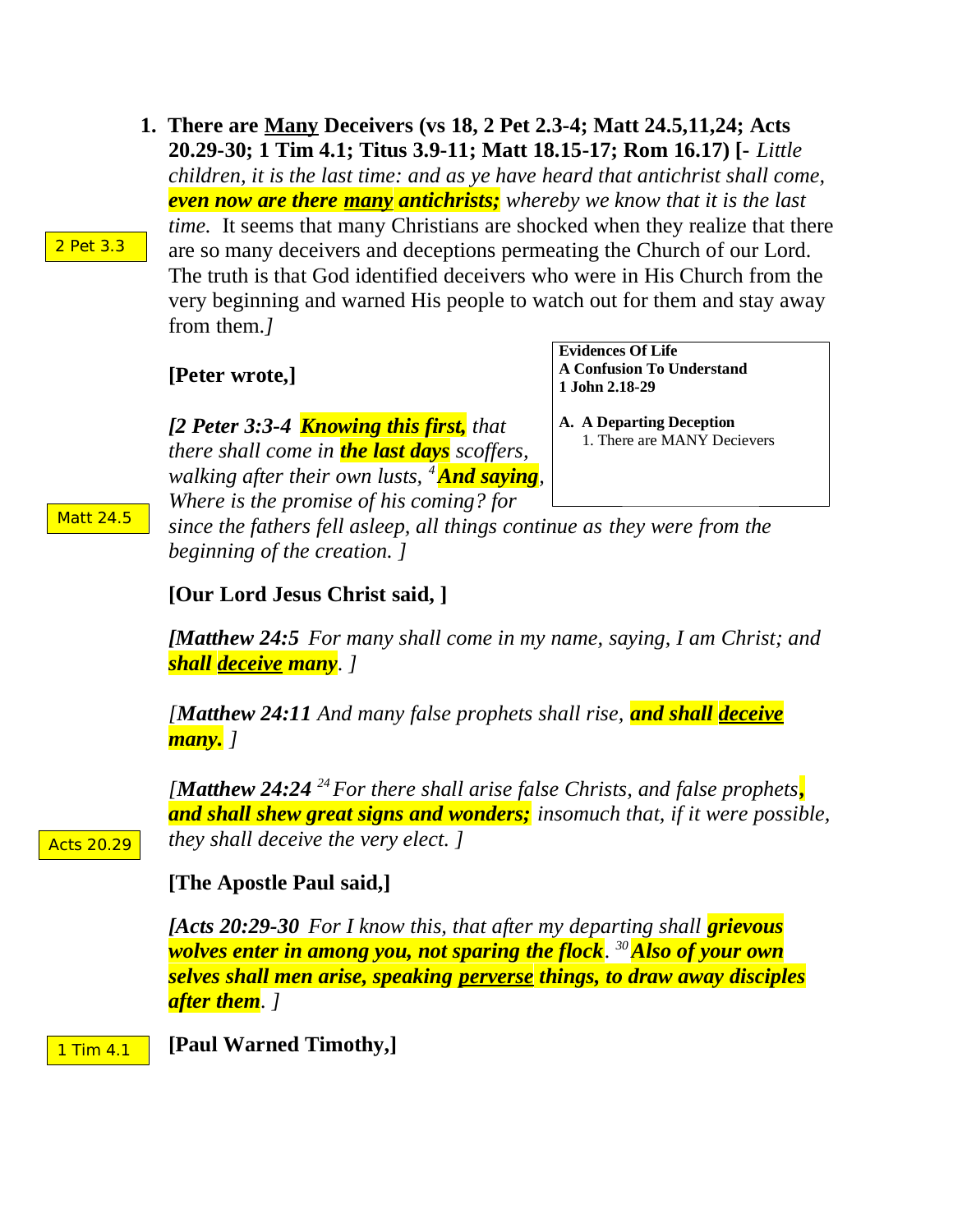1. **There are Many Deceivers (vs 18, 2 Pet 2.3-4; Matt 24.5,11,24; Acts 20.29-30; 1 Tim 4.1; Titus 3.9-11; Matt 18.15-17; Rom 16.17) [-** *Little children, it is the last time: and as ye have heard that antichrist shall come,* ***even now are there many antichrists;*** *whereby we know that it is the last time.* It seems that many Christians are shocked when they realize that there are so many deceivers and deceptions permeating the Church of our Lord. The truth is that God identified deceivers who were in His Church from the very beginning and warned His people to watch out for them and stay away from them.*]*

2 Pet 3.3

**Evidences Of Life**
**A Confusion To Understand**
**1 John 2.18-29**

**A. A Departing Deception**
1. There are MANY Decievers

**[Peter wrote,]**

*[**2 Peter 3:3-4** **Knowing this first,** that there shall come in **the last days** scoffers, walking after their own lusts, [4] **And saying**, Where is the promise of his coming? for since the fathers fell asleep, all things continue as they were from the beginning of the creation. ]*

Matt 24.5

**[Our Lord Jesus Christ said, ]**

*[**Matthew 24:5** For many shall come in my name, saying, I am Christ; and **shall deceive many**. ]*

*[**Matthew 24:11** And many false prophets shall rise, **and shall deceive many.** ]*

*[**Matthew 24:24** [24] For there shall arise false Christs, and false prophets**, and shall shew great signs and wonders;** insomuch that, if it were possible, they shall deceive the very elect. ]*

Acts 20.29

**[The Apostle Paul said,]**

*[**Acts 20:29-30** For I know this, that after my departing shall **grievous wolves enter in among you, not sparing the flock**. [30] **Also of your own selves shall men arise, speaking perverse things, to draw away disciples after them**. ]*

1 Tim 4.1

**[Paul Warned Timothy,]**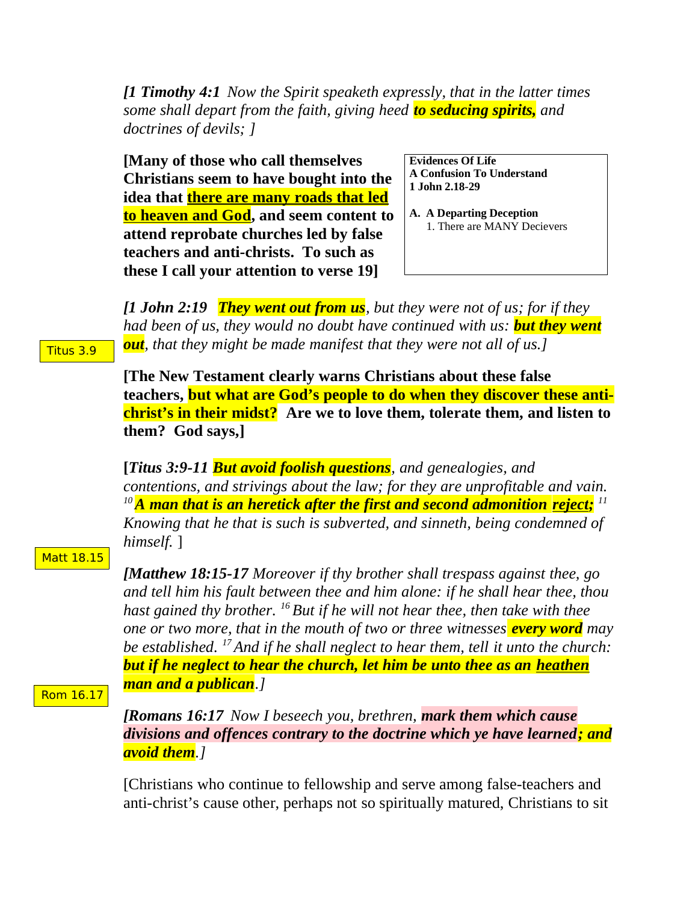*[**1 Timothy 4:1** Now the Spirit speaketh expressly, that in the latter times some shall depart from the faith, giving heed **to seducing spirits,** and doctrines of devils; ]*

**[Many of those who call themselves Christians seem to have bought into the idea that <u>there are many roads that led to heaven and God</u>, and seem content to attend reprobate churches led by false teachers and anti-christs. To such as these I call your attention to verse 19]**

**Evidences Of Life**
**A Confusion To Understand**
**1 John 2.18-29**

**A. A Departing Deception**
1. There are MANY Decievers

*[**1 John 2:19** **They went out from us**, but they were not of us; for if they had been of us, they would no doubt have continued with us: **but they went out**, that they might be made manifest that they were not all of us.]*

Titus 3.9

**[The New Testament clearly warns Christians about these false teachers, but what are God's people to do when they discover these anti-christ's in their midst? Are we to love them, tolerate them, and listen to them? God says,]**

**[*Titus 3:9-11*** ***But avoid foolish questions**, and genealogies, and contentions, and strivings about the law; for they are unprofitable and vain. [10] **A man that is an heretick after the first and second admonition <u>reject</u>;** [11] Knowing that he that is such is subverted, and sinneth, being condemned of himself.* ]

Matt 18.15

*[**Matthew 18:15-17** Moreover if thy brother shall trespass against thee, go and tell him his fault between thee and him alone: if he shall hear thee, thou hast gained thy brother. [16] But if he will not hear thee, then take with thee one or two more, that in the mouth of two or three witnesses **every word** may be established. [17] And if he shall neglect to hear them, tell it unto the church: **but if he neglect to hear the church, let him be unto thee as an <u>heathen</u> man and a publican**.]*

Rom 16.17

*[**Romans 16:17** Now I beseech you, brethren, **mark them which cause divisions and offences contrary to the doctrine which ye have learned; and avoid them**.]*

[Christians who continue to fellowship and serve among false-teachers and anti-christ's cause other, perhaps not so spiritually matured, Christians to sit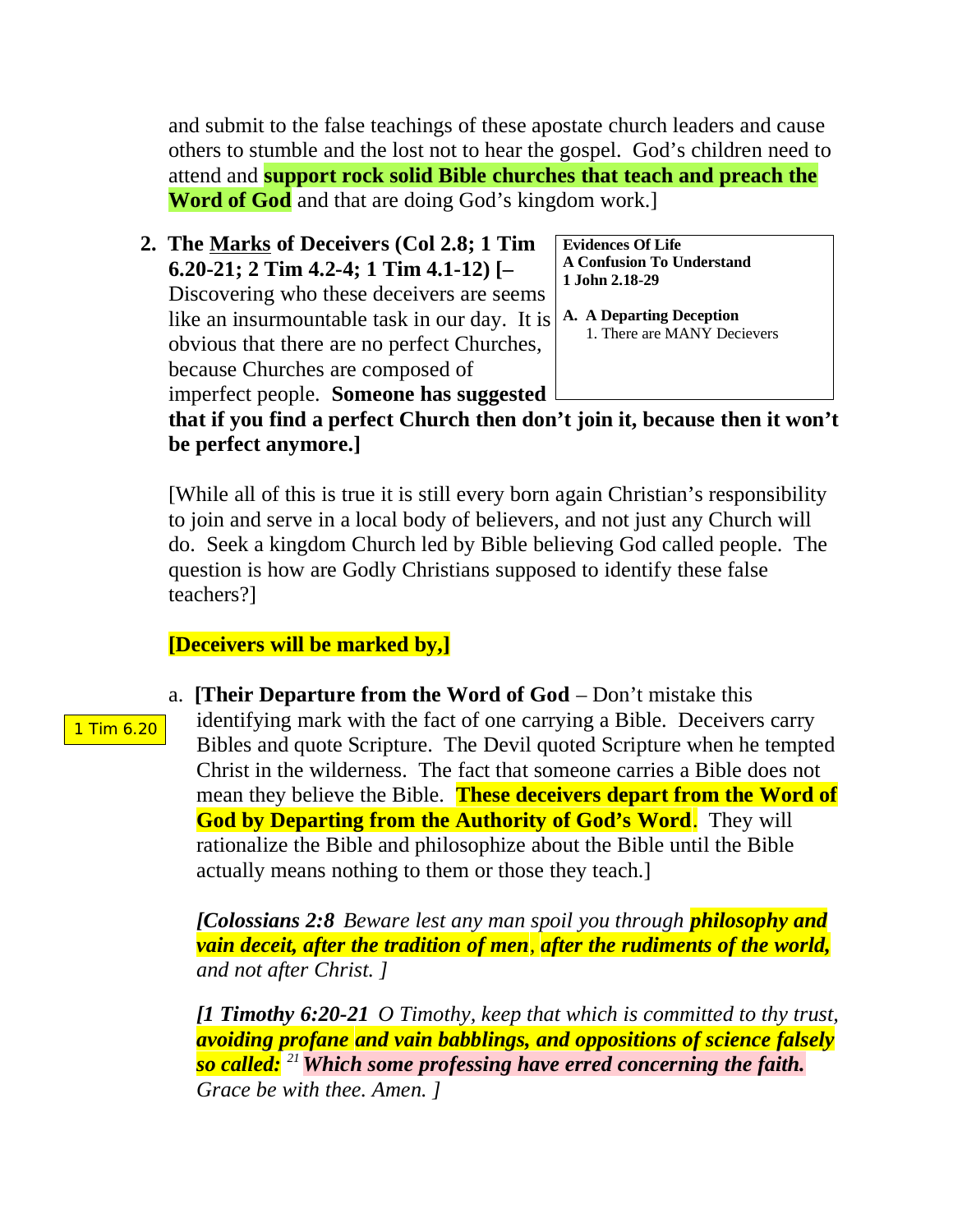and submit to the false teachings of these apostate church leaders and cause others to stumble and the lost not to hear the gospel. God's children need to attend and **support rock solid Bible churches that teach and preach the Word of God** and that are doing God's kingdom work.]

2. **The Marks of Deceivers (Col 2.8; 1 Tim 6.20-21; 2 Tim 4.2-4; 1 Tim 4.1-12) [–** Discovering who these deceivers are seems like an insurmountable task in our day. It is obvious that there are no perfect Churches, because Churches are composed of imperfect people. **Someone has suggested that if you find a perfect Church then don't join it, because then it won't be perfect anymore.]**

> **Evidences Of Life**
> **A Confusion To Understand**
> **1 John 2.18-29**
>
> **A. A Departing Deception**
> 1. There are MANY Decievers

[While all of this is true it is still every born again Christian's responsibility to join and serve in a local body of believers, and not just any Church will do. Seek a kingdom Church led by Bible believing God called people. The question is how are Godly Christians supposed to identify these false teachers?]

**[Deceivers will be marked by,]**

1 Tim 6.20

a. **[Their Departure from the Word of God** – Don't mistake this identifying mark with the fact of one carrying a Bible. Deceivers carry Bibles and quote Scripture. The Devil quoted Scripture when he tempted Christ in the wilderness. The fact that someone carries a Bible does not mean they believe the Bible. **These deceivers depart from the Word of God by Departing from the Authority of God's Word**. They will rationalize the Bible and philosophize about the Bible until the Bible actually means nothing to them or those they teach.]

*[**Colossians 2:8** Beware lest any man spoil you through **philosophy and vain deceit, after the tradition of men**, **after the rudiments of the world,** and not after Christ. ]*

*[**1 Timothy 6:20-21** O Timothy, keep that which is committed to thy trust, **avoiding profane and vain babblings, and oppositions of science falsely so called:** [21] **Which some professing have erred concerning the faith.** Grace be with thee. Amen. ]*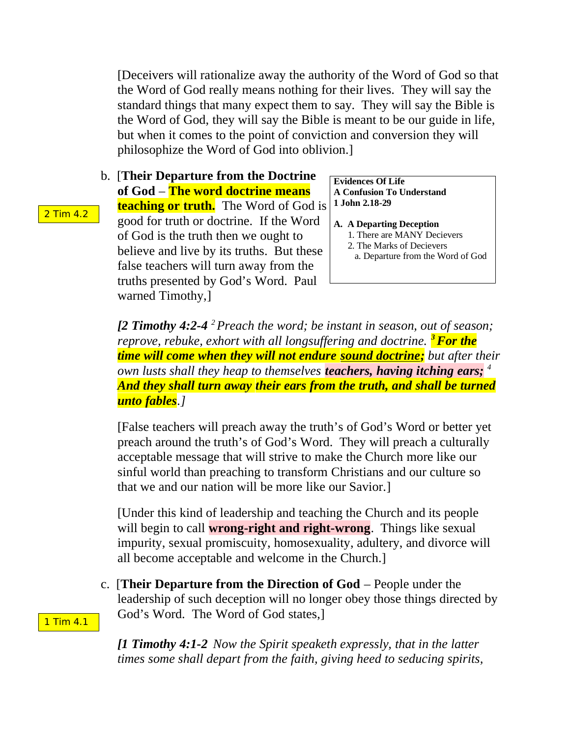[Deceivers will rationalize away the authority of the Word of God so that the Word of God really means nothing for their lives. They will say the standard things that many expect them to say. They will say the Bible is the Word of God, they will say the Bible is meant to be our guide in life, but when it comes to the point of conviction and conversion they will philosophize the Word of God into oblivion.]

**Evidences Of Life**
**A Confusion To Understand**
**1 John 2.18-29**

**A. A Departing Deception**
1. There are MANY Decievers
2. The Marks of Decievers
   a. Departure from the Word of God

b. [**Their Departure from the Doctrine of God** – **The word doctrine means teaching or truth.** The Word of God is good for truth or doctrine. If the Word of God is the truth then we ought to believe and live by its truths. But these false teachers will turn away from the truths presented by God's Word. Paul warned Timothy,]

2 Tim 4.2

***[2 Timothy 4:2-4*** *[2] Preach the word; be instant in season, out of season; reprove, rebuke, exhort with all longsuffering and doctrine.* ***[3] For the time will come when they will not endure sound doctrine;*** *but after their own lusts shall they heap to themselves* ***teachers, having itching ears;*** *[4]* ***And they shall turn away their ears from the truth, and shall be turned unto fables****.]*

[False teachers will preach away the truth's of God's Word or better yet preach around the truth's of God's Word. They will preach a culturally acceptable message that will strive to make the Church more like our sinful world than preaching to transform Christians and our culture so that we and our nation will be more like our Savior.]

[Under this kind of leadership and teaching the Church and its people will begin to call **wrong-right and right-wrong**. Things like sexual impurity, sexual promiscuity, homosexuality, adultery, and divorce will all become acceptable and welcome in the Church.]

c. [**Their Departure from the Direction of God** – People under the leadership of such deception will no longer obey those things directed by God's Word. The Word of God states,]

1 Tim 4.1

***[1 Timothy 4:1-2*** *Now the Spirit speaketh expressly, that in the latter times some shall depart from the faith, giving heed to seducing spirits,*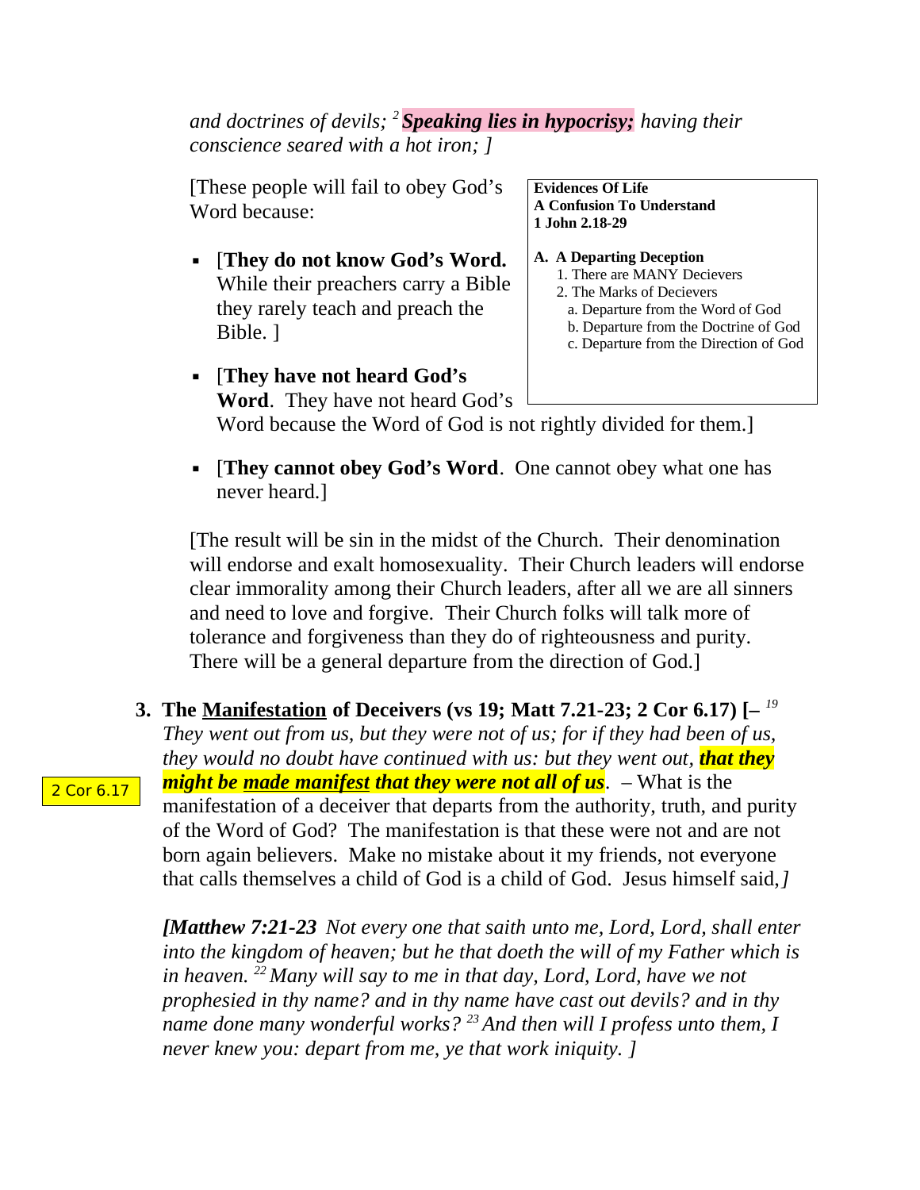*and doctrines of devils; [2] **Speaking lies in hypocrisy;** having their conscience seared with a hot iron; ]*

[These people will fail to obey God's Word because:

**Evidences Of Life**
**A Confusion To Understand**
**1 John 2.18-29**

**A. A Departing Deception**
1. There are MANY Decievers
2. The Marks of Decievers
   a. Departure from the Word of God
   b. Departure from the Doctrine of God
   c. Departure from the Direction of God

- [**They do not know God's Word.** While their preachers carry a Bible they rarely teach and preach the Bible. ]
- [**They have not heard God's Word**. They have not heard God's Word because the Word of God is not rightly divided for them.]
- [**They cannot obey God's Word**. One cannot obey what one has never heard.]

[The result will be sin in the midst of the Church. Their denomination will endorse and exalt homosexuality. Their Church leaders will endorse clear immorality among their Church leaders, after all we are all sinners and need to love and forgive. Their Church folks will talk more of tolerance and forgiveness than they do of righteousness and purity. There will be a general departure from the direction of God.]

2 Cor 6.17

3. **The <u>Manifestation</u> of Deceivers (vs 19; Matt 7.21-23; 2 Cor 6.17) [–** *[19] They went out from us, but they were not of us; for if they had been of us, they would no doubt have continued with us: but they went out, **that they might be <u>made manifest</u> that they were not all of us**.* – What is the manifestation of a deceiver that departs from the authority, truth, and purity of the Word of God? The manifestation is that these were not and are not born again believers. Make no mistake about it my friends, not everyone that calls themselves a child of God is a child of God. Jesus himself said,*]*

   *[**Matthew 7:21-23** Not every one that saith unto me, Lord, Lord, shall enter into the kingdom of heaven; but he that doeth the will of my Father which is in heaven. [22] Many will say to me in that day, Lord, Lord, have we not prophesied in thy name? and in thy name have cast out devils? and in thy name done many wonderful works? [23] And then will I profess unto them, I never knew you: depart from me, ye that work iniquity. ]*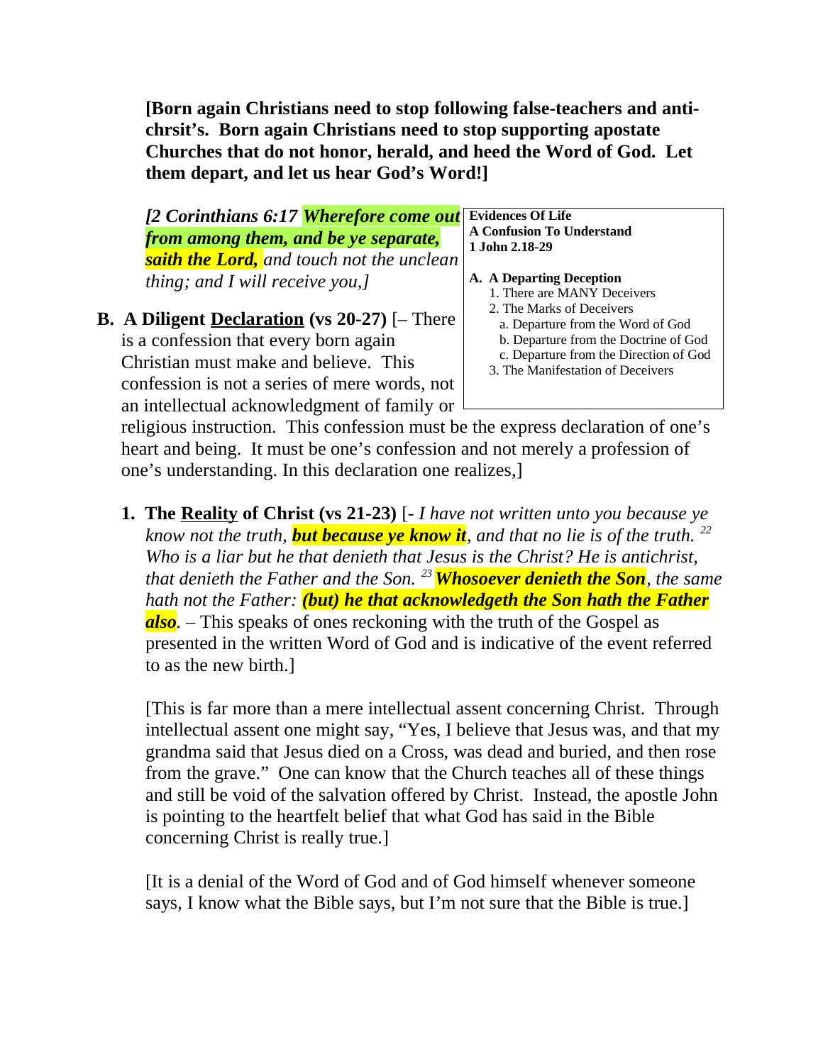**[Born again Christians need to stop following false-teachers and anti-chrsit's. Born again Christians need to stop supporting apostate Churches that do not honor, herald, and heed the Word of God. Let them depart, and let us hear God's Word!]**

*[2 Corinthians 6:17* ***Wherefore come out from among them, and be ye separate, saith the Lord,*** *and touch not the unclean thing; and I will receive you,]*

> **Evidences Of Life**
> **A Confusion To Understand**
> **1 John 2.18-29**
>
> **A. A Departing Deception**
> 1. There are MANY Deceivers
> 2. The Marks of Deceivers
>    a. Departure from the Word of God
>    b. Departure from the Doctrine of God
>    c. Departure from the Direction of God
> 3. The Manifestation of Deceivers

**B. A Diligent Declaration (vs 20-27)** [– There is a confession that every born again Christian must make and believe. This confession is not a series of mere words, not an intellectual acknowledgment of family or religious instruction. This confession must be the express declaration of one's heart and being. It must be one's confession and not merely a profession of one's understanding. In this declaration one realizes,]

**1. The Reality of Christ (vs 21-23)** [- *I have not written unto you because ye know not the truth,* ***but because ye know it****, and that no lie is of the truth.* [22] *Who is a liar but he that denieth that Jesus is the Christ? He is antichrist, that denieth the Father and the Son.* [23] ***Whosoever denieth the Son****, the same hath not the Father:* ***(but) he that acknowledgeth the Son hath the Father also****.* – This speaks of ones reckoning with the truth of the Gospel as presented in the written Word of God and is indicative of the event referred to as the new birth.]

[This is far more than a mere intellectual assent concerning Christ. Through intellectual assent one might say, "Yes, I believe that Jesus was, and that my grandma said that Jesus died on a Cross, was dead and buried, and then rose from the grave." One can know that the Church teaches all of these things and still be void of the salvation offered by Christ. Instead, the apostle John is pointing to the heartfelt belief that what God has said in the Bible concerning Christ is really true.]

[It is a denial of the Word of God and of God himself whenever someone says, I know what the Bible says, but I'm not sure that the Bible is true.]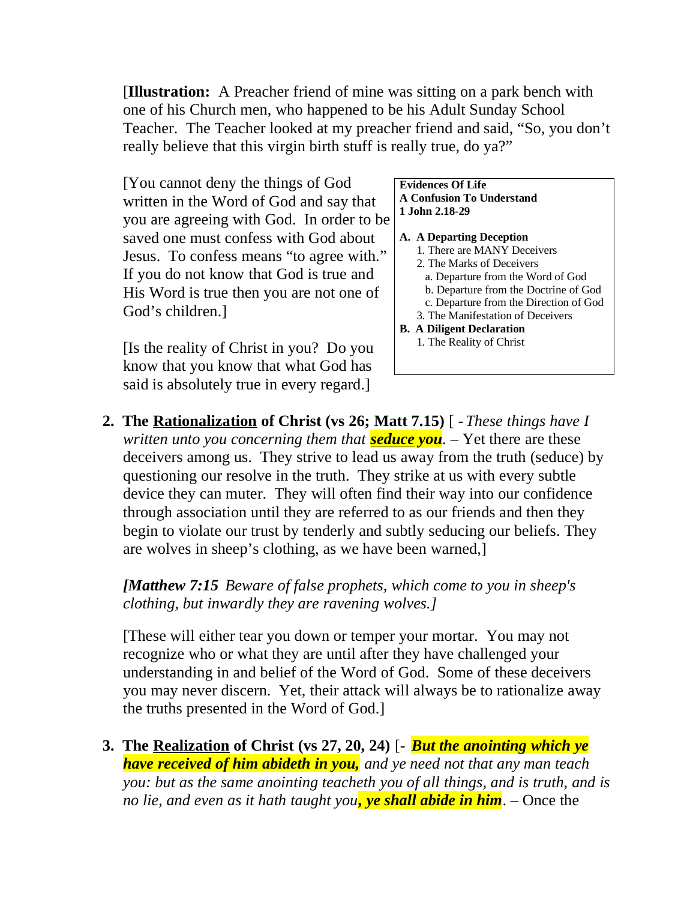[**Illustration:** A Preacher friend of mine was sitting on a park bench with one of his Church men, who happened to be his Adult Sunday School Teacher. The Teacher looked at my preacher friend and said, "So, you don't really believe that this virgin birth stuff is really true, do ya?"

[You cannot deny the things of God written in the Word of God and say that you are agreeing with God. In order to be saved one must confess with God about Jesus. To confess means "to agree with." If you do not know that God is true and His Word is true then you are not one of God's children.]

[Is the reality of Christ in you? Do you know that you know that what God has said is absolutely true in every regard.]

> **Evidences Of Life**
> **A Confusion To Understand**
> **1 John 2.18-29**
>
> **A. A Departing Deception**
> 1. There are MANY Deceivers
> 2. The Marks of Deceivers
>    a. Departure from the Word of God
>    b. Departure from the Doctrine of God
>    c. Departure from the Direction of God
> 3. The Manifestation of Deceivers
>
> **B. A Diligent Declaration**
> 1. The Reality of Christ

2. **The <u>Rationalization</u> of Christ (vs 26; Matt 7.15)** [ - *These things have I written unto you concerning them that **<u>seduce</u> you**.* – Yet there are these deceivers among us. They strive to lead us away from the truth (seduce) by questioning our resolve in the truth. They strike at us with every subtle device they can muter. They will often find their way into our confidence through association until they are referred to as our friends and then they begin to violate our trust by tenderly and subtly seducing our beliefs. They are wolves in sheep's clothing, as we have been warned,]

   *[**Matthew 7:15** Beware of false prophets, which come to you in sheep's clothing, but inwardly they are ravening wolves.]*

   [These will either tear you down or temper your mortar. You may not recognize who or what they are until after they have challenged your understanding in and belief of the Word of God. Some of these deceivers you may never discern. Yet, their attack will always be to rationalize away the truths presented in the Word of God.]

3. **The <u>Realization</u> of Christ (vs 27, 20, 24)** [- ***But the anointing which ye have received of him abideth in you,*** *and ye need not that any man teach you: but as the same anointing teacheth you of all things, and is truth, and is no lie, and even as it hath taught you**, ye shall abide in him***. – Once the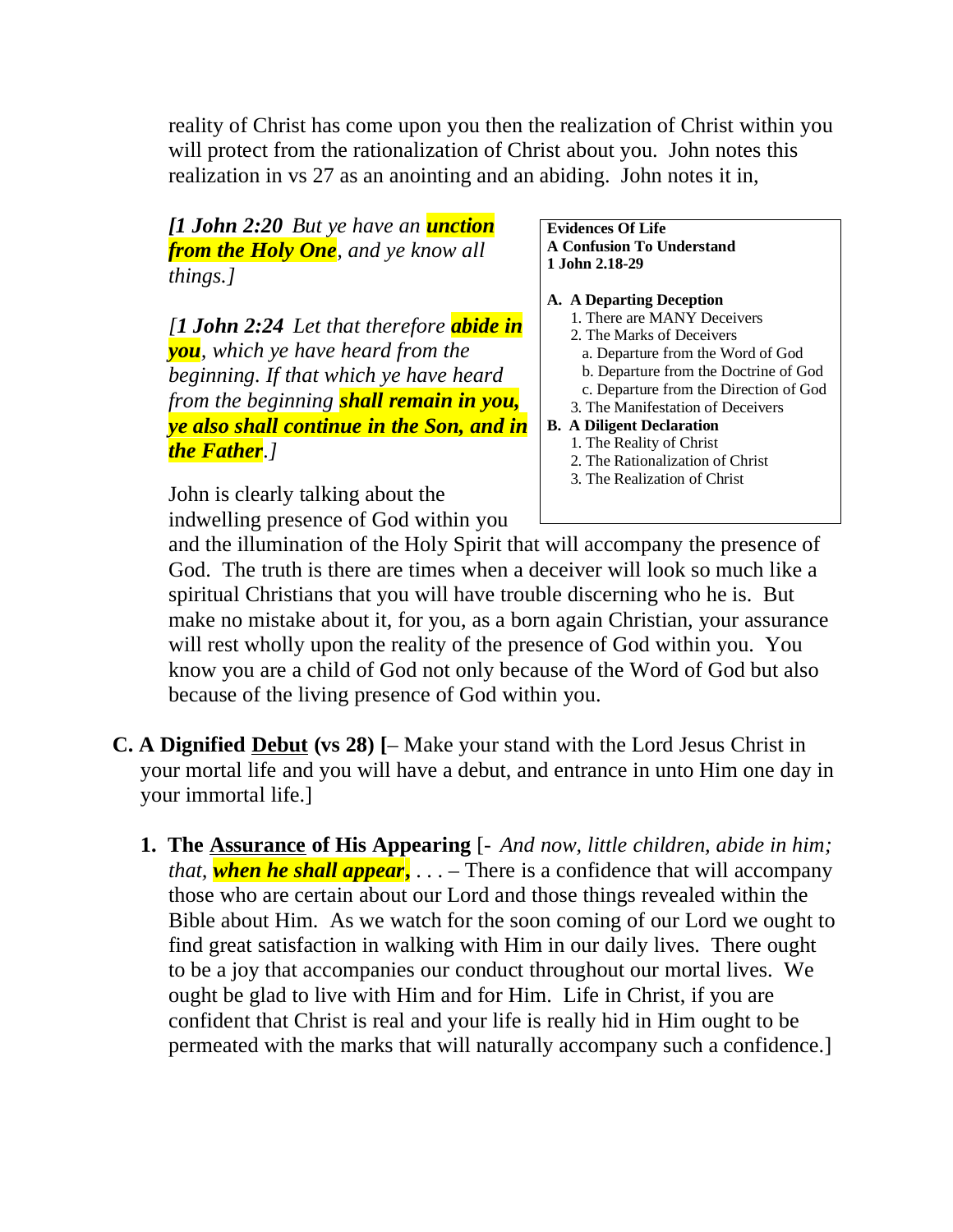reality of Christ has come upon you then the realization of Christ within you will protect from the rationalization of Christ about you. John notes this realization in vs 27 as an anointing and an abiding. John notes it in,

*[**1 John 2:20** But ye have an **unction from the Holy One**, and ye know all things.]*

*[**1 John 2:24** Let that therefore **abide in you**, which ye have heard from the beginning. If that which ye have heard from the beginning **shall remain in you, ye also shall continue in the Son, and in the Father**.]*

> **Evidences Of Life**
> **A Confusion To Understand**
> **1 John 2.18-29**
>
> **A. A Departing Deception**
> 1. There are MANY Deceivers
> 2. The Marks of Deceivers
>    a. Departure from the Word of God
>    b. Departure from the Doctrine of God
>    c. Departure from the Direction of God
> 3. The Manifestation of Deceivers
>
> **B. A Diligent Declaration**
> 1. The Reality of Christ
> 2. The Rationalization of Christ
> 3. The Realization of Christ

John is clearly talking about the indwelling presence of God within you and the illumination of the Holy Spirit that will accompany the presence of God. The truth is there are times when a deceiver will look so much like a spiritual Christians that you will have trouble discerning who he is. But make no mistake about it, for you, as a born again Christian, your assurance will rest wholly upon the reality of the presence of God within you. You know you are a child of God not only because of the Word of God but also because of the living presence of God within you.

**C. A Dignified Debut (vs 28) [**– Make your stand with the Lord Jesus Christ in your mortal life and you will have a debut, and entrance in unto Him one day in your immortal life.]

1. **The Assurance of His Appearing** [- *And now, little children, abide in him; that, **when he shall appear**,* . . . – There is a confidence that will accompany those who are certain about our Lord and those things revealed within the Bible about Him. As we watch for the soon coming of our Lord we ought to find great satisfaction in walking with Him in our daily lives. There ought to be a joy that accompanies our conduct throughout our mortal lives. We ought be glad to live with Him and for Him. Life in Christ, if you are confident that Christ is real and your life is really hid in Him ought to be permeated with the marks that will naturally accompany such a confidence.]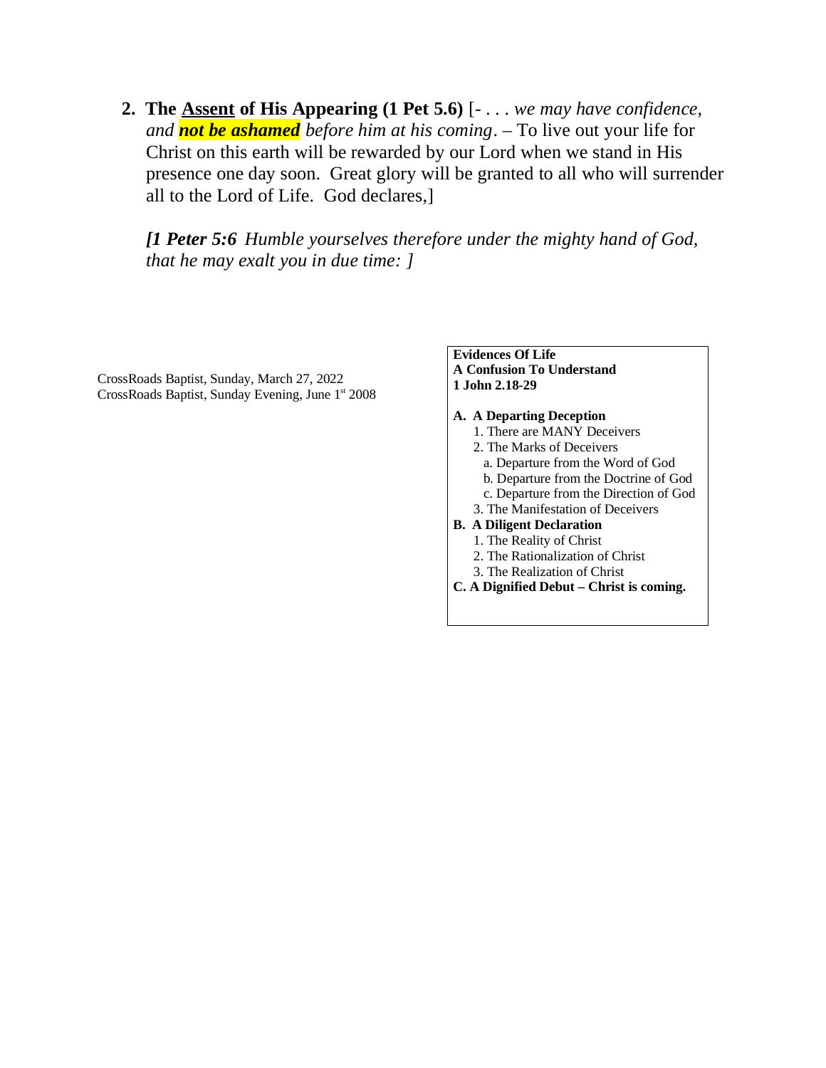2. **The <u>Assent</u> of His Appearing (1 Pet 5.6)** [- . . . *we may have confidence, and **not be ashamed** before him at his coming*. – To live out your life for Christ on this earth will be rewarded by our Lord when we stand in His presence one day soon. Great glory will be granted to all who will surrender all to the Lord of Life. God declares,]

   ***[1 Peter 5:6** Humble yourselves therefore under the mighty hand of God, that he may exalt you in due time: ]*

CrossRoads Baptist, Sunday, March 27, 2022
CrossRoads Baptist, Sunday Evening, June 1st 2008

**Evidences Of Life**
**A Confusion To Understand**
**1 John 2.18-29**

**A. A Departing Deception**
   1. There are MANY Deceivers
   2. The Marks of Deceivers
      a. Departure from the Word of God
      b. Departure from the Doctrine of God
      c. Departure from the Direction of God
   3. The Manifestation of Deceivers

**B. A Diligent Declaration**
   1. The Reality of Christ
   2. The Rationalization of Christ
   3. The Realization of Christ

**C. A Dignified Debut – Christ is coming.**